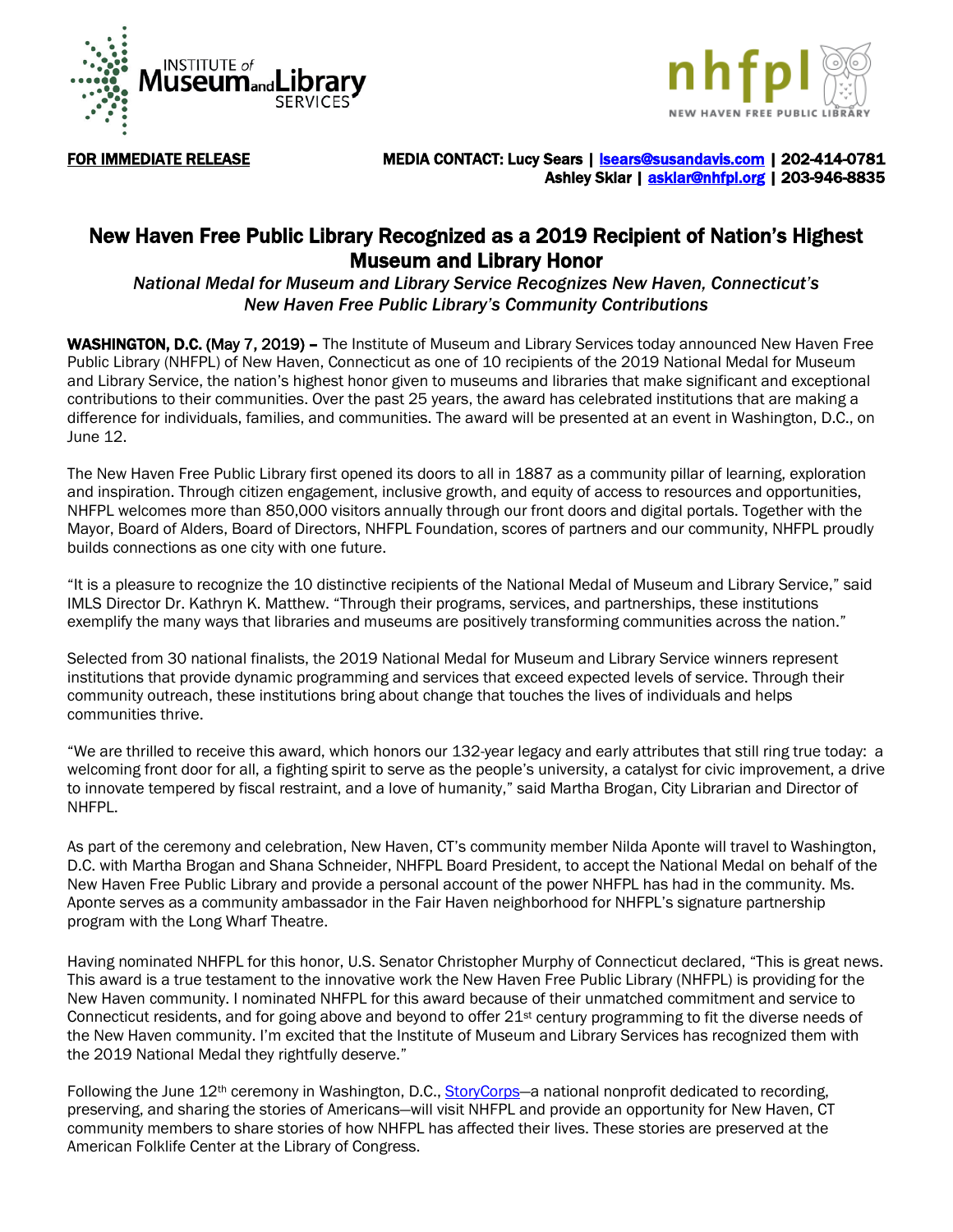**FOR IMMEDIATE RELEASE**

**MEDIA CONTACT: Lucy Sears | lsears@susandavis.com | 202-414-0781**
**Ashley Sklar | asklar@nhfpl.org | 203-946-8835**

# New Haven Free Public Library Recognized as a 2019 Recipient of Nation's Highest Museum and Library Honor

*National Medal for Museum and Library Service Recognizes New Haven, Connecticut's New Haven Free Public Library's Community Contributions*

**WASHINGTON, D.C. (May 7, 2019) –** The Institute of Museum and Library Services today announced New Haven Free Public Library (NHFPL) of New Haven, Connecticut as one of 10 recipients of the 2019 National Medal for Museum and Library Service, the nation's highest honor given to museums and libraries that make significant and exceptional contributions to their communities. Over the past 25 years, the award has celebrated institutions that are making a difference for individuals, families, and communities. The award will be presented at an event in Washington, D.C., on June 12.

The New Haven Free Public Library first opened its doors to all in 1887 as a community pillar of learning, exploration and inspiration. Through citizen engagement, inclusive growth, and equity of access to resources and opportunities, NHFPL welcomes more than 850,000 visitors annually through our front doors and digital portals. Together with the Mayor, Board of Alders, Board of Directors, NHFPL Foundation, scores of partners and our community, NHFPL proudly builds connections as one city with one future.

"It is a pleasure to recognize the 10 distinctive recipients of the National Medal of Museum and Library Service," said IMLS Director Dr. Kathryn K. Matthew. "Through their programs, services, and partnerships, these institutions exemplify the many ways that libraries and museums are positively transforming communities across the nation."

Selected from 30 national finalists, the 2019 National Medal for Museum and Library Service winners represent institutions that provide dynamic programming and services that exceed expected levels of service. Through their community outreach, these institutions bring about change that touches the lives of individuals and helps communities thrive.

"We are thrilled to receive this award, which honors our 132-year legacy and early attributes that still ring true today: a welcoming front door for all, a fighting spirit to serve as the people's university, a catalyst for civic improvement, a drive to innovate tempered by fiscal restraint, and a love of humanity," said Martha Brogan, City Librarian and Director of NHFPL.

As part of the ceremony and celebration, New Haven, CT's community member Nilda Aponte will travel to Washington, D.C. with Martha Brogan and Shana Schneider, NHFPL Board President, to accept the National Medal on behalf of the New Haven Free Public Library and provide a personal account of the power NHFPL has had in the community. Ms. Aponte serves as a community ambassador in the Fair Haven neighborhood for NHFPL's signature partnership program with the Long Wharf Theatre.

Having nominated NHFPL for this honor, U.S. Senator Christopher Murphy of Connecticut declared, "This is great news. This award is a true testament to the innovative work the New Haven Free Public Library (NHFPL) is providing for the New Haven community. I nominated NHFPL for this award because of their unmatched commitment and service to Connecticut residents, and for going above and beyond to offer 21st century programming to fit the diverse needs of the New Haven community. I'm excited that the Institute of Museum and Library Services has recognized them with the 2019 National Medal they rightfully deserve."

Following the June 12th ceremony in Washington, D.C., StoryCorps—a national nonprofit dedicated to recording, preserving, and sharing the stories of Americans—will visit NHFPL and provide an opportunity for New Haven, CT community members to share stories of how NHFPL has affected their lives. These stories are preserved at the American Folklife Center at the Library of Congress.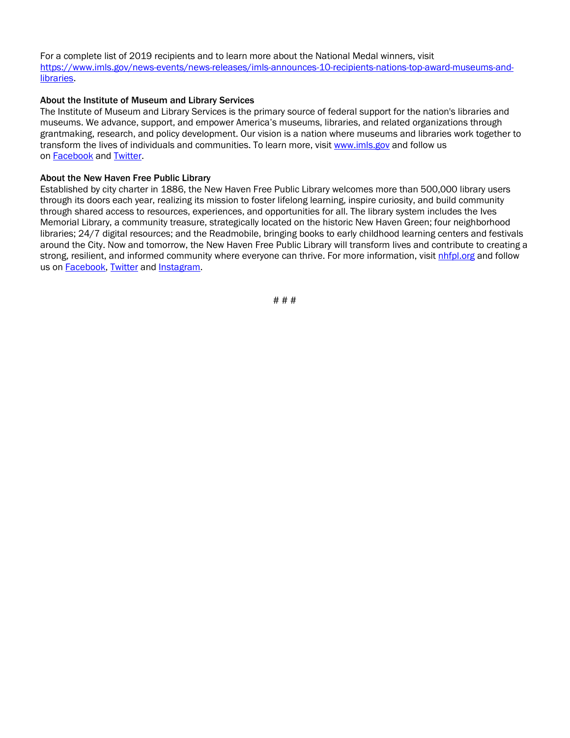For a complete list of 2019 recipients and to learn more about the National Medal winners, visit https://www.imls.gov/news-events/news-releases/imls-announces-10-recipients-nations-top-award-museums-and-libraries.

**About the Institute of Museum and Library Services**

The Institute of Museum and Library Services is the primary source of federal support for the nation's libraries and museums. We advance, support, and empower America's museums, libraries, and related organizations through grantmaking, research, and policy development. Our vision is a nation where museums and libraries work together to transform the lives of individuals and communities. To learn more, visit www.imls.gov and follow us on Facebook and Twitter.

**About the New Haven Free Public Library**

Established by city charter in 1886, the New Haven Free Public Library welcomes more than 500,000 library users through its doors each year, realizing its mission to foster lifelong learning, inspire curiosity, and build community through shared access to resources, experiences, and opportunities for all. The library system includes the Ives Memorial Library, a community treasure, strategically located on the historic New Haven Green; four neighborhood libraries; 24/7 digital resources; and the Readmobile, bringing books to early childhood learning centers and festivals around the City. Now and tomorrow, the New Haven Free Public Library will transform lives and contribute to creating a strong, resilient, and informed community where everyone can thrive. For more information, visit nhfpl.org and follow us on Facebook, Twitter and Instagram.

# # #